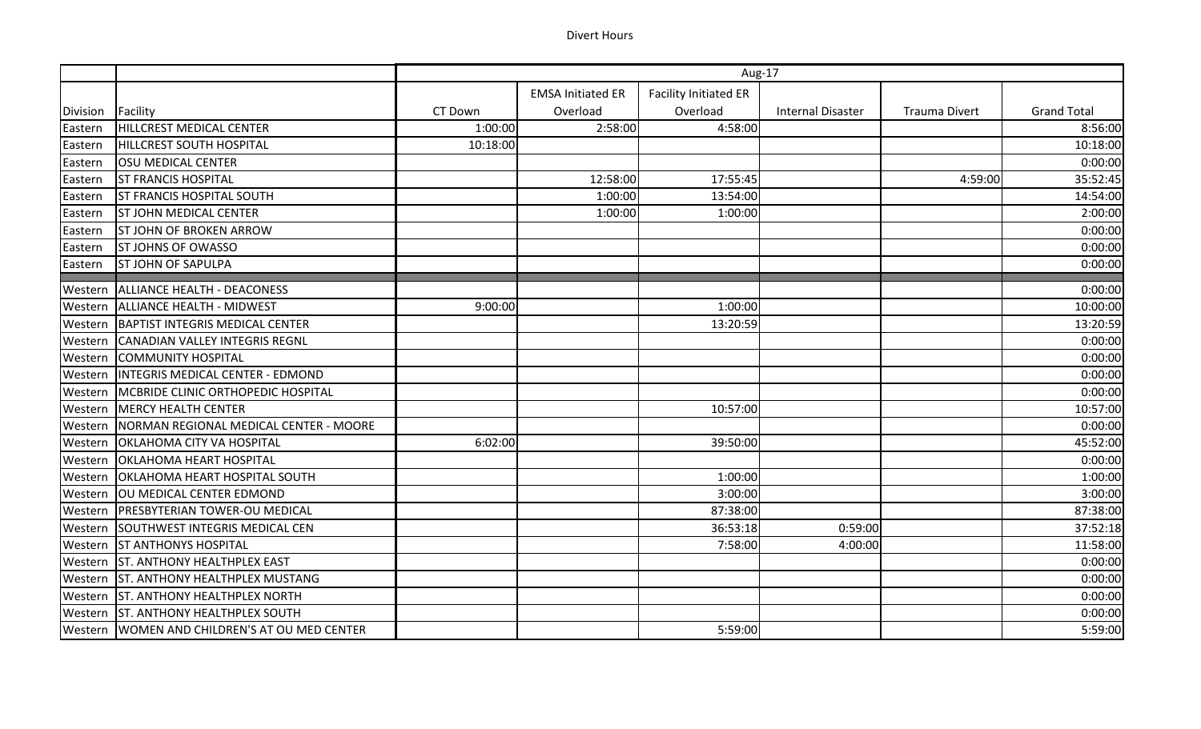Divert Hours

| | | Aug-17 | | | | | |
|---|---|---|---|---|---|---|---|
| Division | Facility | CT Down | EMSA Initiated ER Overload | Facility Initiated ER Overload | Internal Disaster | Trauma Divert | Grand Total |
| Eastern | HILLCREST MEDICAL CENTER | 1:00:00 | 2:58:00 | 4:58:00 | | | 8:56:00 |
| Eastern | HILLCREST SOUTH HOSPITAL | 10:18:00 | | | | | 10:18:00 |
| Eastern | OSU MEDICAL CENTER | | | | | | 0:00:00 |
| Eastern | ST FRANCIS HOSPITAL | | 12:58:00 | 17:55:45 | | 4:59:00 | 35:52:45 |
| Eastern | ST FRANCIS HOSPITAL SOUTH | | 1:00:00 | 13:54:00 | | | 14:54:00 |
| Eastern | ST JOHN MEDICAL CENTER | | 1:00:00 | 1:00:00 | | | 2:00:00 |
| Eastern | ST JOHN OF BROKEN ARROW | | | | | | 0:00:00 |
| Eastern | ST JOHNS OF OWASSO | | | | | | 0:00:00 |
| Eastern | ST JOHN OF SAPULPA | | | | | | 0:00:00 |
| Western | ALLIANCE HEALTH - DEACONESS | | | | | | 0:00:00 |
| Western | ALLIANCE HEALTH - MIDWEST | 9:00:00 | | 1:00:00 | | | 10:00:00 |
| Western | BAPTIST INTEGRIS MEDICAL CENTER | | | 13:20:59 | | | 13:20:59 |
| Western | CANADIAN VALLEY INTEGRIS REGNL | | | | | | 0:00:00 |
| Western | COMMUNITY HOSPITAL | | | | | | 0:00:00 |
| Western | INTEGRIS MEDICAL CENTER - EDMOND | | | | | | 0:00:00 |
| Western | MCBRIDE CLINIC ORTHOPEDIC HOSPITAL | | | | | | 0:00:00 |
| Western | MERCY HEALTH CENTER | | | 10:57:00 | | | 10:57:00 |
| Western | NORMAN REGIONAL MEDICAL CENTER - MOORE | | | | | | 0:00:00 |
| Western | OKLAHOMA CITY VA HOSPITAL | 6:02:00 | | 39:50:00 | | | 45:52:00 |
| Western | OKLAHOMA HEART HOSPITAL | | | | | | 0:00:00 |
| Western | OKLAHOMA HEART HOSPITAL SOUTH | | | 1:00:00 | | | 1:00:00 |
| Western | OU MEDICAL CENTER EDMOND | | | 3:00:00 | | | 3:00:00 |
| Western | PRESBYTERIAN TOWER-OU MEDICAL | | | 87:38:00 | | | 87:38:00 |
| Western | SOUTHWEST INTEGRIS MEDICAL CEN | | | 36:53:18 | 0:59:00 | | 37:52:18 |
| Western | ST ANTHONYS HOSPITAL | | | 7:58:00 | 4:00:00 | | 11:58:00 |
| Western | ST. ANTHONY HEALTHPLEX EAST | | | | | | 0:00:00 |
| Western | ST. ANTHONY HEALTHPLEX MUSTANG | | | | | | 0:00:00 |
| Western | ST. ANTHONY HEALTHPLEX NORTH | | | | | | 0:00:00 |
| Western | ST. ANTHONY HEALTHPLEX SOUTH | | | | | | 0:00:00 |
| Western | WOMEN AND CHILDREN'S AT OU MED CENTER | | | 5:59:00 | | | 5:59:00 |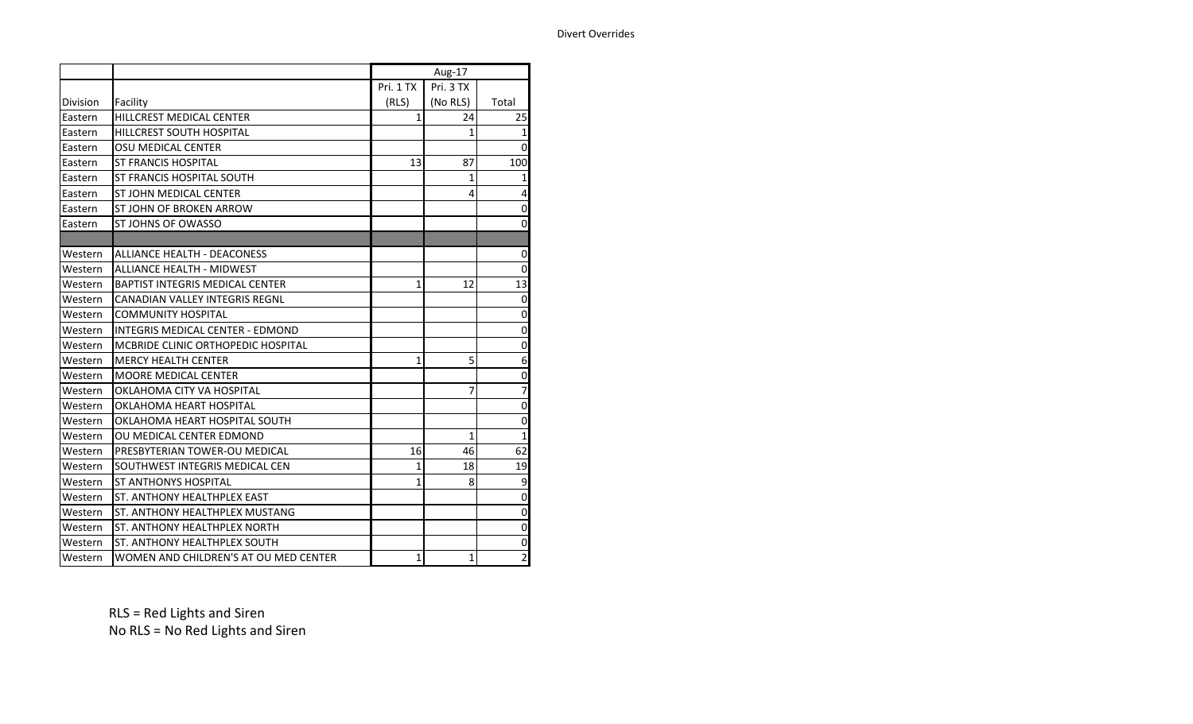Divert Overrides

| | | Aug-17 | | |
|---|---|---|---|---|
| | | Pri. 1 TX | Pri. 3 TX | |
| Division | Facility | (RLS) | (No RLS) | Total |
| Eastern | HILLCREST MEDICAL CENTER | 1 | 24 | 25 |
| Eastern | HILLCREST SOUTH HOSPITAL | | 1 | 1 |
| Eastern | OSU MEDICAL CENTER | | | 0 |
| Eastern | ST FRANCIS HOSPITAL | 13 | 87 | 100 |
| Eastern | ST FRANCIS HOSPITAL SOUTH | | 1 | 1 |
| Eastern | ST JOHN MEDICAL CENTER | | 4 | 4 |
| Eastern | ST JOHN OF BROKEN ARROW | | | 0 |
| Eastern | ST JOHNS OF OWASSO | | | 0 |
| | | | | |
| Western | ALLIANCE HEALTH - DEACONESS | | | 0 |
| Western | ALLIANCE HEALTH - MIDWEST | | | 0 |
| Western | BAPTIST INTEGRIS MEDICAL CENTER | 1 | 12 | 13 |
| Western | CANADIAN VALLEY INTEGRIS REGNL | | | 0 |
| Western | COMMUNITY HOSPITAL | | | 0 |
| Western | INTEGRIS MEDICAL CENTER - EDMOND | | | 0 |
| Western | MCBRIDE CLINIC ORTHOPEDIC HOSPITAL | | | 0 |
| Western | MERCY HEALTH CENTER | 1 | 5 | 6 |
| Western | MOORE MEDICAL CENTER | | | 0 |
| Western | OKLAHOMA CITY VA HOSPITAL | | 7 | 7 |
| Western | OKLAHOMA HEART HOSPITAL | | | 0 |
| Western | OKLAHOMA HEART HOSPITAL SOUTH | | | 0 |
| Western | OU MEDICAL CENTER EDMOND | | 1 | 1 |
| Western | PRESBYTERIAN TOWER-OU MEDICAL | 16 | 46 | 62 |
| Western | SOUTHWEST INTEGRIS MEDICAL CEN | 1 | 18 | 19 |
| Western | ST ANTHONYS HOSPITAL | 1 | 8 | 9 |
| Western | ST. ANTHONY HEALTHPLEX EAST | | | 0 |
| Western | ST. ANTHONY HEALTHPLEX MUSTANG | | | 0 |
| Western | ST. ANTHONY HEALTHPLEX NORTH | | | 0 |
| Western | ST. ANTHONY HEALTHPLEX SOUTH | | | 0 |
| Western | WOMEN AND CHILDREN'S AT OU MED CENTER | 1 | 1 | 2 |

RLS = Red Lights and Siren
No RLS = No Red Lights and Siren